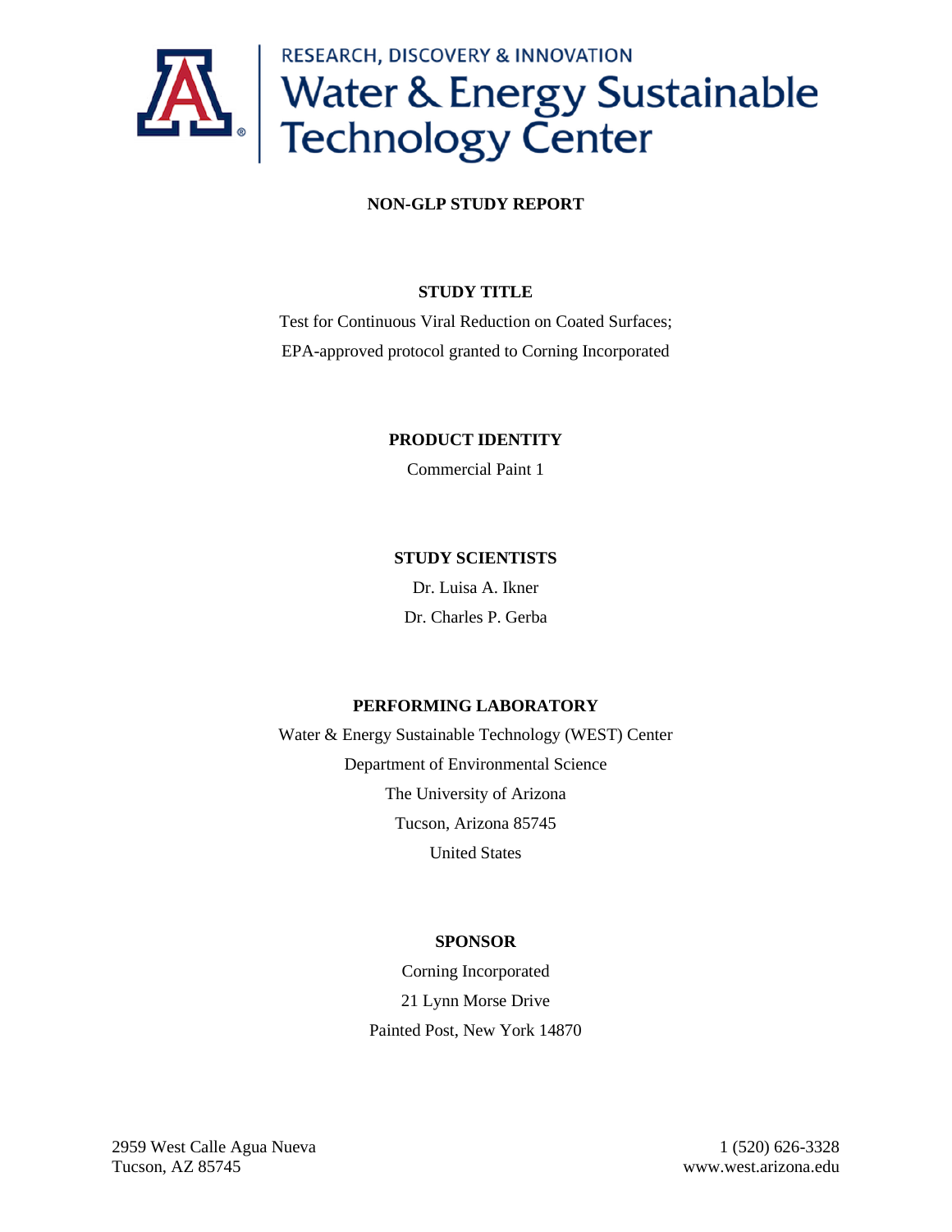RESEARCH, DISCOVERY & INNOVATION

# Water & Energy Sustainable Technology Center

**NON-GLP STUDY REPORT**

**STUDY TITLE**

Test for Continuous Viral Reduction on Coated Surfaces;
EPA-approved protocol granted to Corning Incorporated

**PRODUCT IDENTITY**

Commercial Paint 1

**STUDY SCIENTISTS**

Dr. Luisa A. Ikner
Dr. Charles P. Gerba

**PERFORMING LABORATORY**

Water & Energy Sustainable Technology (WEST) Center
Department of Environmental Science
The University of Arizona
Tucson, Arizona 85745
United States

**SPONSOR**

Corning Incorporated
21 Lynn Morse Drive
Painted Post, New York 14870

2959 West Calle Agua Nueva
Tucson, AZ 85745

1 (520) 626-3328
www.west.arizona.edu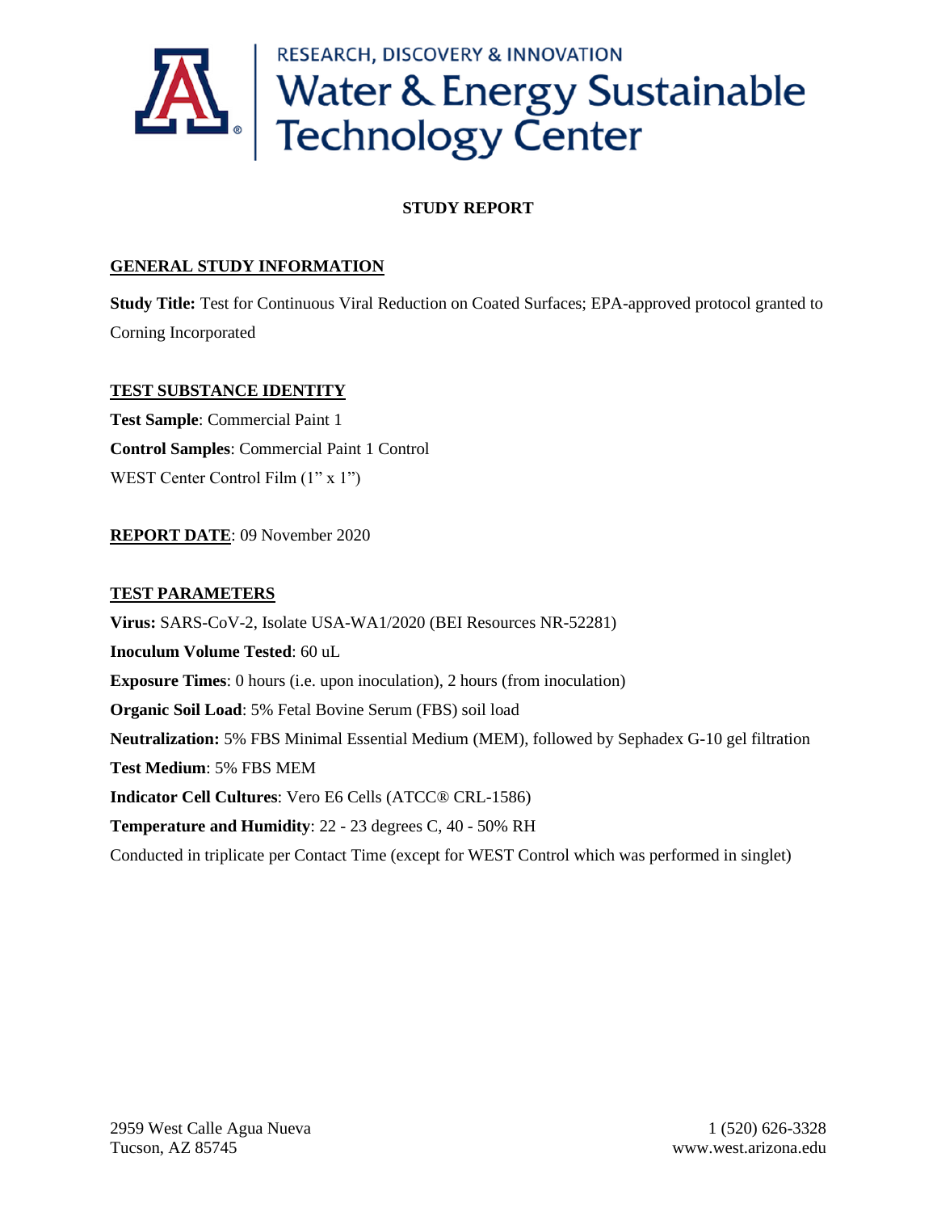RESEARCH, DISCOVERY & INNOVATION
Water & Energy Sustainable Technology Center

**STUDY REPORT**

**GENERAL STUDY INFORMATION**

**Study Title:** Test for Continuous Viral Reduction on Coated Surfaces; EPA-approved protocol granted to Corning Incorporated

**TEST SUBSTANCE IDENTITY**

**Test Sample**: Commercial Paint 1
**Control Samples**: Commercial Paint 1 Control
WEST Center Control Film (1" x 1")

**REPORT DATE**: 09 November 2020

**TEST PARAMETERS**

**Virus:** SARS-CoV-2, Isolate USA-WA1/2020 (BEI Resources NR-52281)
**Inoculum Volume Tested**: 60 uL
**Exposure Times**: 0 hours (i.e. upon inoculation), 2 hours (from inoculation)
**Organic Soil Load**: 5% Fetal Bovine Serum (FBS) soil load
**Neutralization:** 5% FBS Minimal Essential Medium (MEM), followed by Sephadex G-10 gel filtration
**Test Medium**: 5% FBS MEM
**Indicator Cell Cultures**: Vero E6 Cells (ATCC® CRL-1586)
**Temperature and Humidity**: 22 - 23 degrees C, 40 - 50% RH
Conducted in triplicate per Contact Time (except for WEST Control which was performed in singlet)

2959 West Calle Agua Nueva
Tucson, AZ 85745

1 (520) 626-3328
www.west.arizona.edu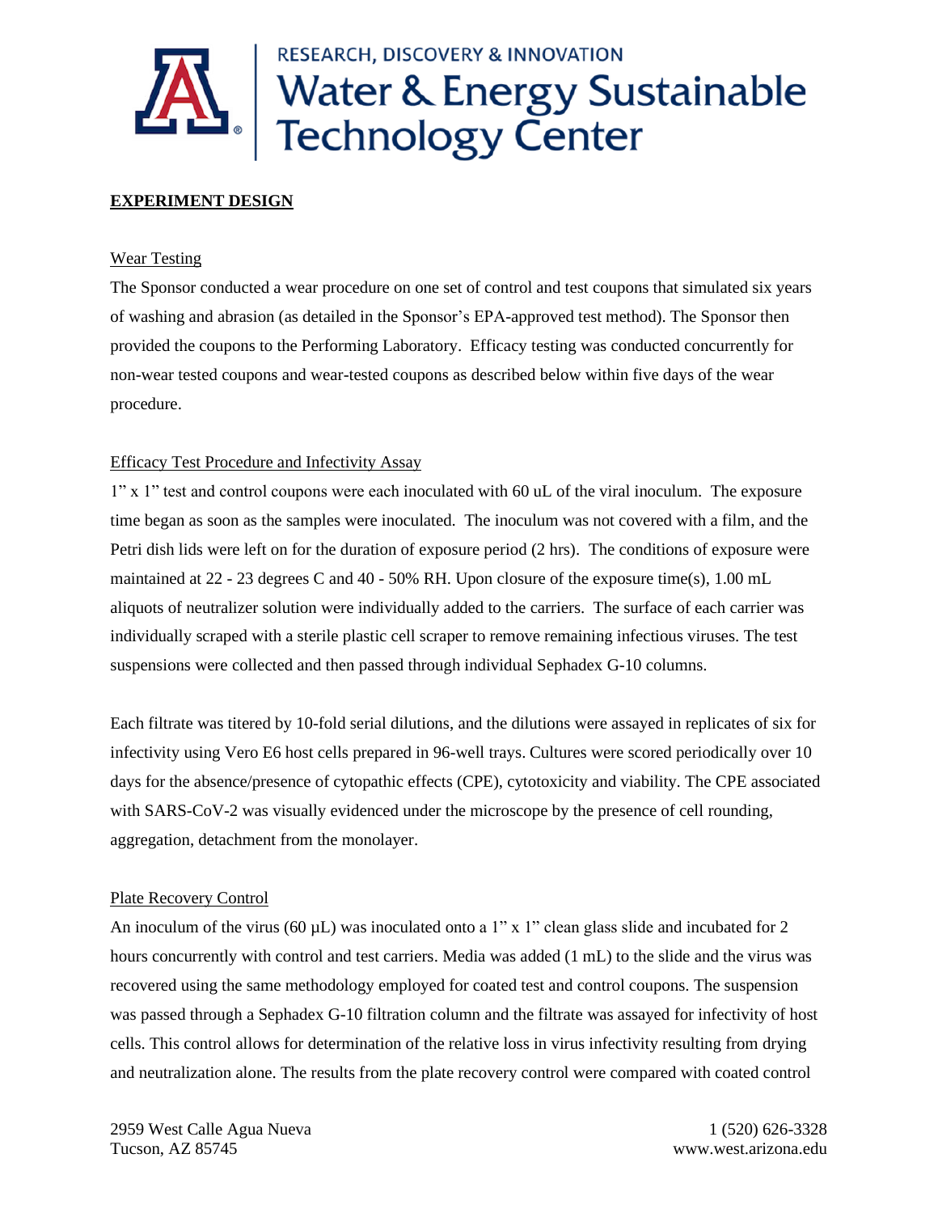**EXPERIMENT DESIGN**

Wear Testing

The Sponsor conducted a wear procedure on one set of control and test coupons that simulated six years of washing and abrasion (as detailed in the Sponsor's EPA-approved test method). The Sponsor then provided the coupons to the Performing Laboratory. Efficacy testing was conducted concurrently for non-wear tested coupons and wear-tested coupons as described below within five days of the wear procedure.

Efficacy Test Procedure and Infectivity Assay

1" x 1" test and control coupons were each inoculated with 60 uL of the viral inoculum. The exposure time began as soon as the samples were inoculated. The inoculum was not covered with a film, and the Petri dish lids were left on for the duration of exposure period (2 hrs). The conditions of exposure were maintained at 22 - 23 degrees C and 40 - 50% RH. Upon closure of the exposure time(s), 1.00 mL aliquots of neutralizer solution were individually added to the carriers. The surface of each carrier was individually scraped with a sterile plastic cell scraper to remove remaining infectious viruses. The test suspensions were collected and then passed through individual Sephadex G-10 columns.

Each filtrate was titered by 10-fold serial dilutions, and the dilutions were assayed in replicates of six for infectivity using Vero E6 host cells prepared in 96-well trays. Cultures were scored periodically over 10 days for the absence/presence of cytopathic effects (CPE), cytotoxicity and viability. The CPE associated with SARS-CoV-2 was visually evidenced under the microscope by the presence of cell rounding, aggregation, detachment from the monolayer.

Plate Recovery Control

An inoculum of the virus (60 µL) was inoculated onto a 1" x 1" clean glass slide and incubated for 2 hours concurrently with control and test carriers. Media was added (1 mL) to the slide and the virus was recovered using the same methodology employed for coated test and control coupons. The suspension was passed through a Sephadex G-10 filtration column and the filtrate was assayed for infectivity of host cells. This control allows for determination of the relative loss in virus infectivity resulting from drying and neutralization alone. The results from the plate recovery control were compared with coated control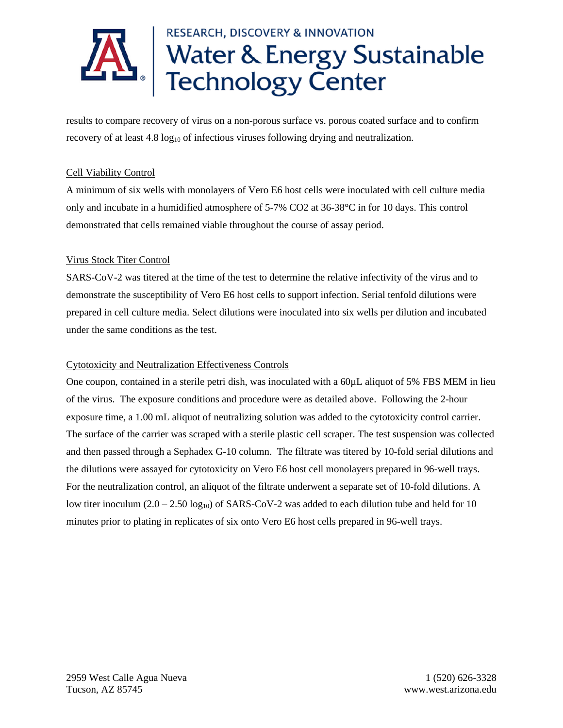results to compare recovery of virus on a non-porous surface vs. porous coated surface and to confirm recovery of at least 4.8 $\log_{10}$ of infectious viruses following drying and neutralization.

Cell Viability Control

A minimum of six wells with monolayers of Vero E6 host cells were inoculated with cell culture media only and incubate in a humidified atmosphere of 5-7% $CO_2$ at 36-38°C in for 10 days. This control demonstrated that cells remained viable throughout the course of assay period.

Virus Stock Titer Control

SARS-CoV-2 was titered at the time of the test to determine the relative infectivity of the virus and to demonstrate the susceptibility of Vero E6 host cells to support infection. Serial tenfold dilutions were prepared in cell culture media. Select dilutions were inoculated into six wells per dilution and incubated under the same conditions as the test.

Cytotoxicity and Neutralization Effectiveness Controls

One coupon, contained in a sterile petri dish, was inoculated with a 60µL aliquot of 5% FBS MEM in lieu of the virus. The exposure conditions and procedure were as detailed above. Following the 2-hour exposure time, a 1.00 mL aliquot of neutralizing solution was added to the cytotoxicity control carrier. The surface of the carrier was scraped with a sterile plastic cell scraper. The test suspension was collected and then passed through a Sephadex G-10 column. The filtrate was titered by 10-fold serial dilutions and the dilutions were assayed for cytotoxicity on Vero E6 host cell monolayers prepared in 96-well trays. For the neutralization control, an aliquot of the filtrate underwent a separate set of 10-fold dilutions. A low titer inoculum (2.0 – 2.50 $\log_{10}$) of SARS-CoV-2 was added to each dilution tube and held for 10 minutes prior to plating in replicates of six onto Vero E6 host cells prepared in 96-well trays.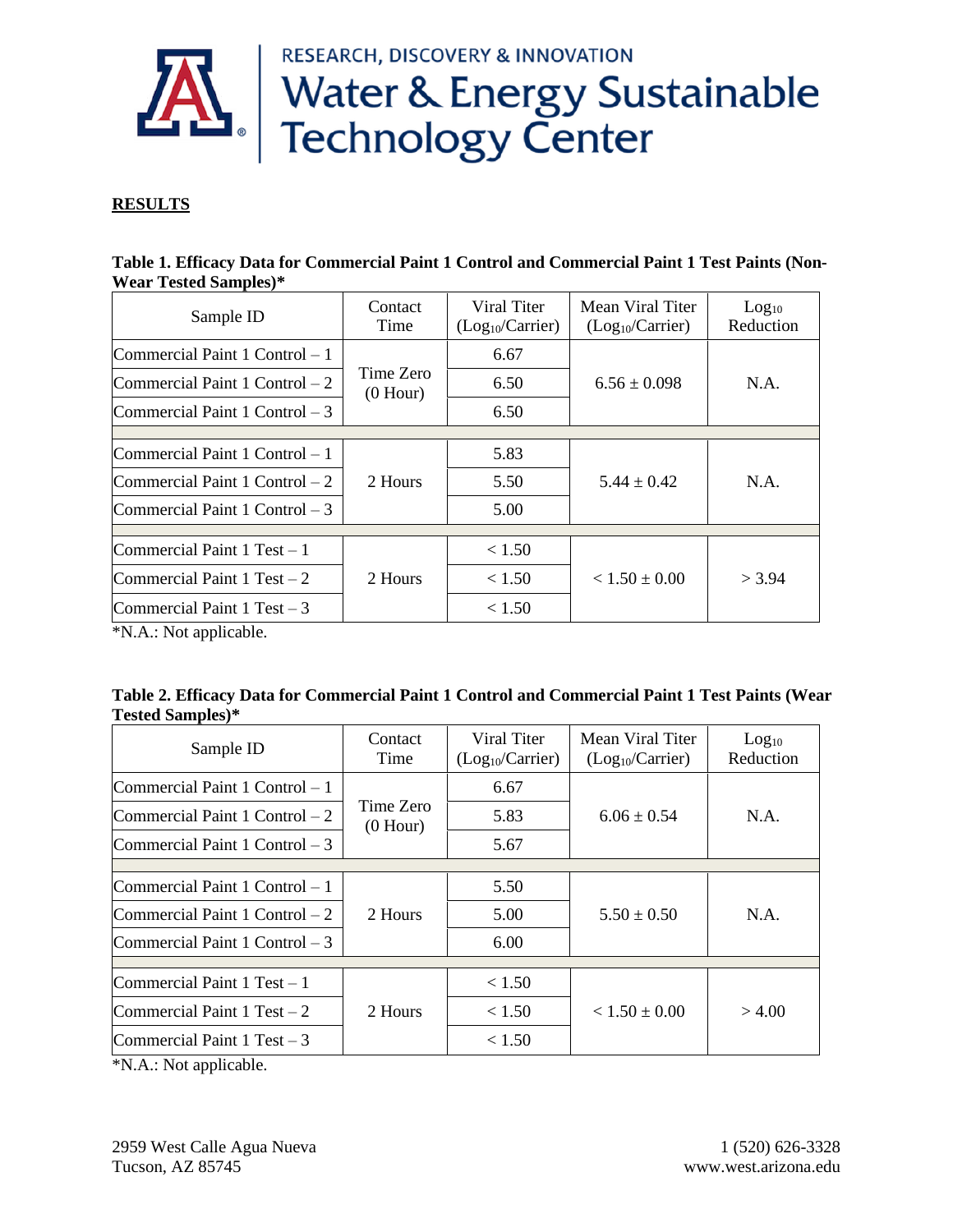**RESULTS**

**Table 1. Efficacy Data for Commercial Paint 1 Control and Commercial Paint 1 Test Paints (Non-Wear Tested Samples)***

| Sample ID | Contact Time | Viral Titer ($Log_{10}$/Carrier) | Mean Viral Titer ($Log_{10}$/Carrier) | $Log_{10}$ Reduction |
|---|---|---|---|---|
| Commercial Paint 1 Control – 1 | Time Zero (0 Hour) | 6.67 | 6.56 ± 0.098 | N.A. |
| Commercial Paint 1 Control – 2 | | 6.50 | | |
| Commercial Paint 1 Control – 3 | | 6.50 | | |
| Commercial Paint 1 Control – 1 | 2 Hours | 5.83 | 5.44 ± 0.42 | N.A. |
| Commercial Paint 1 Control – 2 | | 5.50 | | |
| Commercial Paint 1 Control – 3 | | 5.00 | | |
| Commercial Paint 1 Test – 1 | 2 Hours | < 1.50 | < 1.50 ± 0.00 | > 3.94 |
| Commercial Paint 1 Test – 2 | | < 1.50 | | |
| Commercial Paint 1 Test – 3 | | < 1.50 | | |

*N.A.: Not applicable.

**Table 2. Efficacy Data for Commercial Paint 1 Control and Commercial Paint 1 Test Paints (Wear Tested Samples)***

| Sample ID | Contact Time | Viral Titer ($Log_{10}$/Carrier) | Mean Viral Titer ($Log_{10}$/Carrier) | $Log_{10}$ Reduction |
|---|---|---|---|---|
| Commercial Paint 1 Control – 1 | Time Zero (0 Hour) | 6.67 | 6.06 ± 0.54 | N.A. |
| Commercial Paint 1 Control – 2 | | 5.83 | | |
| Commercial Paint 1 Control – 3 | | 5.67 | | |
| Commercial Paint 1 Control – 1 | 2 Hours | 5.50 | 5.50 ± 0.50 | N.A. |
| Commercial Paint 1 Control – 2 | | 5.00 | | |
| Commercial Paint 1 Control – 3 | | 6.00 | | |
| Commercial Paint 1 Test – 1 | 2 Hours | < 1.50 | < 1.50 ± 0.00 | > 4.00 |
| Commercial Paint 1 Test – 2 | | < 1.50 | | |
| Commercial Paint 1 Test – 3 | | < 1.50 | | |

*N.A.: Not applicable.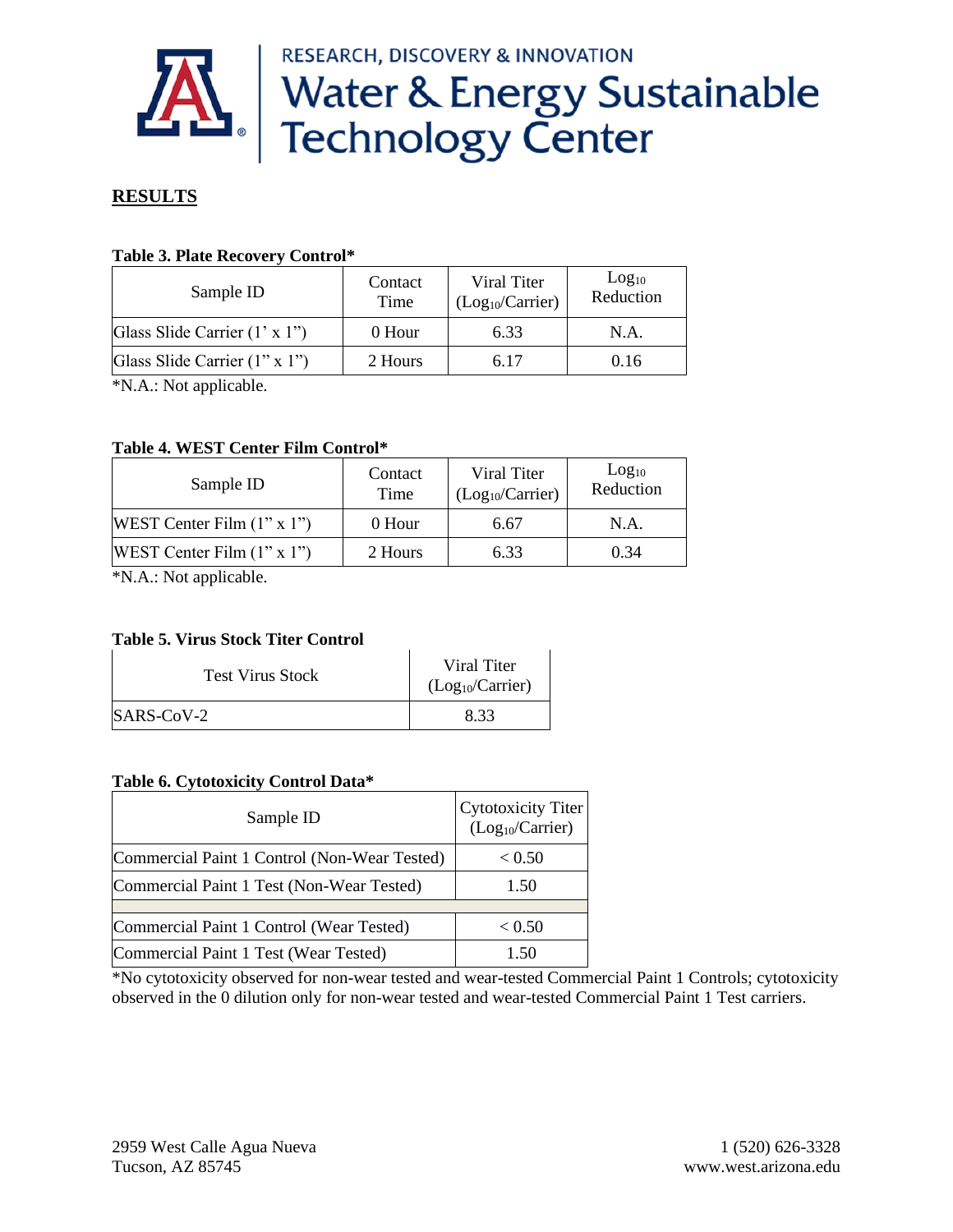## RESULTS

**Table 3. Plate Recovery Control***

| Sample ID | Contact Time | Viral Titer ($Log_{10}$/Carrier) | $Log_{10}$ Reduction |
|---|---|---|---|
| Glass Slide Carrier (1' x 1") | 0 Hour | 6.33 | N.A. |
| Glass Slide Carrier (1" x 1") | 2 Hours | 6.17 | 0.16 |

*N.A.: Not applicable.

**Table 4. WEST Center Film Control***

| Sample ID | Contact Time | Viral Titer ($Log_{10}$/Carrier) | $Log_{10}$ Reduction |
|---|---|---|---|
| WEST Center Film (1" x 1") | 0 Hour | 6.67 | N.A. |
| WEST Center Film (1" x 1") | 2 Hours | 6.33 | 0.34 |

*N.A.: Not applicable.

**Table 5. Virus Stock Titer Control**

| Test Virus Stock | Viral Titer ($Log_{10}$/Carrier) |
|---|---|
| SARS-CoV-2 | 8.33 |

**Table 6. Cytotoxicity Control Data***

| Sample ID | Cytotoxicity Titer ($Log_{10}$/Carrier) |
|---|---|
| Commercial Paint 1 Control (Non-Wear Tested) | < 0.50 |
| Commercial Paint 1 Test (Non-Wear Tested) | 1.50 |
| | |
| Commercial Paint 1 Control (Wear Tested) | < 0.50 |
| Commercial Paint 1 Test (Wear Tested) | 1.50 |

*No cytotoxicity observed for non-wear tested and wear-tested Commercial Paint 1 Controls; cytotoxicity observed in the 0 dilution only for non-wear tested and wear-tested Commercial Paint 1 Test carriers.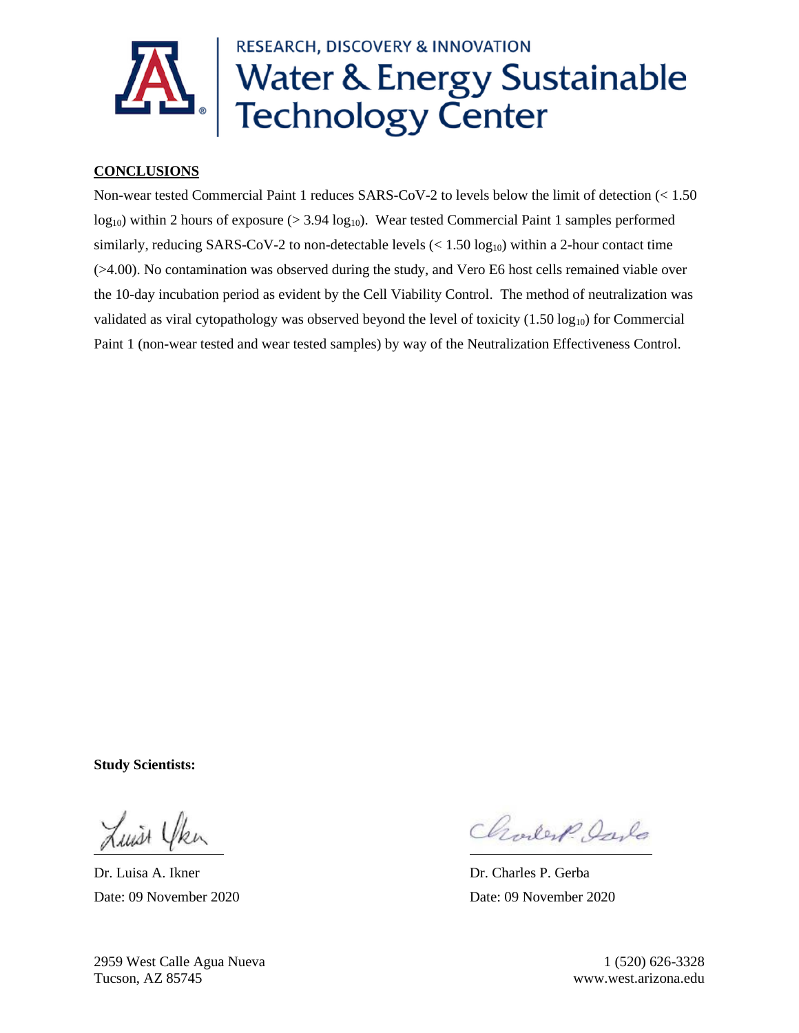RESEARCH, DISCOVERY & INNOVATION

# Water & Energy Sustainable Technology Center

**CONCLUSIONS**

Non-wear tested Commercial Paint 1 reduces SARS-CoV-2 to levels below the limit of detection (< 1.50 $\log_{10}$) within 2 hours of exposure (> 3.94 $\log_{10}$). Wear tested Commercial Paint 1 samples performed similarly, reducing SARS-CoV-2 to non-detectable levels (< 1.50 $\log_{10}$) within a 2-hour contact time (>4.00). No contamination was observed during the study, and Vero E6 host cells remained viable over the 10-day incubation period as evident by the Cell Viability Control. The method of neutralization was validated as viral cytopathology was observed beyond the level of toxicity (1.50 $\log_{10}$) for Commercial Paint 1 (non-wear tested and wear tested samples) by way of the Neutralization Effectiveness Control.

**Study Scientists:**

Dr. Luisa A. Ikner
Date: 09 November 2020

Dr. Charles P. Gerba
Date: 09 November 2020

2959 West Calle Agua Nueva
Tucson, AZ 85745

1 (520) 626-3328
www.west.arizona.edu